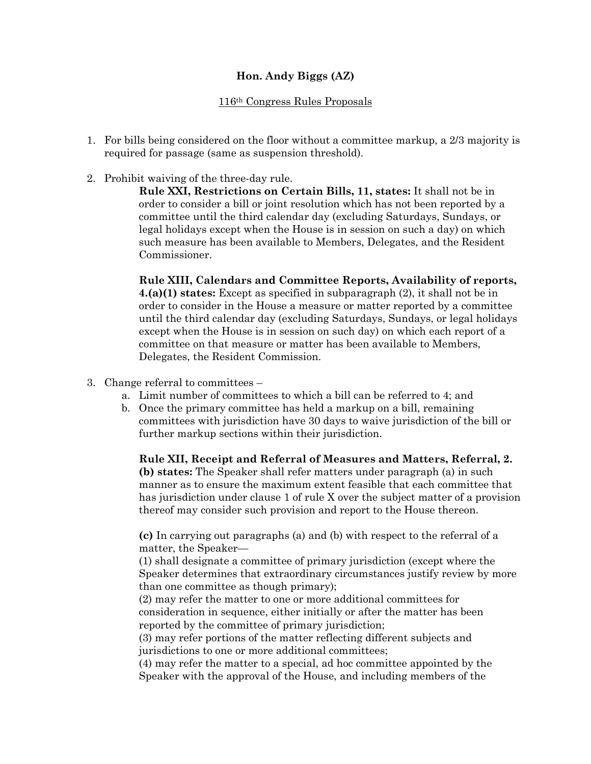**Hon. Andy Biggs (AZ)**

116th Congress Rules Proposals

1. For bills being considered on the floor without a committee markup, a 2/3 majority is required for passage (same as suspension threshold).

2. Prohibit waiving of the three-day rule.

   **Rule XXI, Restrictions on Certain Bills, 11, states:** It shall not be in order to consider a bill or joint resolution which has not been reported by a committee until the third calendar day (excluding Saturdays, Sundays, or legal holidays except when the House is in session on such a day) on which such measure has been available to Members, Delegates, and the Resident Commissioner.

   **Rule XIII, Calendars and Committee Reports, Availability of reports, 4.(a)(1) states:** Except as specified in subparagraph (2), it shall not be in order to consider in the House a measure or matter reported by a committee until the third calendar day (excluding Saturdays, Sundays, or legal holidays except when the House is in session on such day) on which each report of a committee on that measure or matter has been available to Members, Delegates, the Resident Commission.

3. Change referral to committees –
   a. Limit number of committees to which a bill can be referred to 4; and
   b. Once the primary committee has held a markup on a bill, remaining committees with jurisdiction have 30 days to waive jurisdiction of the bill or further markup sections within their jurisdiction.

   **Rule XII, Receipt and Referral of Measures and Matters, Referral, 2. (b) states:** The Speaker shall refer matters under paragraph (a) in such manner as to ensure the maximum extent feasible that each committee that has jurisdiction under clause 1 of rule X over the subject matter of a provision thereof may consider such provision and report to the House thereon.

   **(c)** In carrying out paragraphs (a) and (b) with respect to the referral of a matter, the Speaker—
   (1) shall designate a committee of primary jurisdiction (except where the Speaker determines that extraordinary circumstances justify review by more than one committee as though primary);
   (2) may refer the matter to one or more additional committees for consideration in sequence, either initially or after the matter has been reported by the committee of primary jurisdiction;
   (3) may refer portions of the matter reflecting different subjects and jurisdictions to one or more additional committees;
   (4) may refer the matter to a special, ad hoc committee appointed by the Speaker with the approval of the House, and including members of the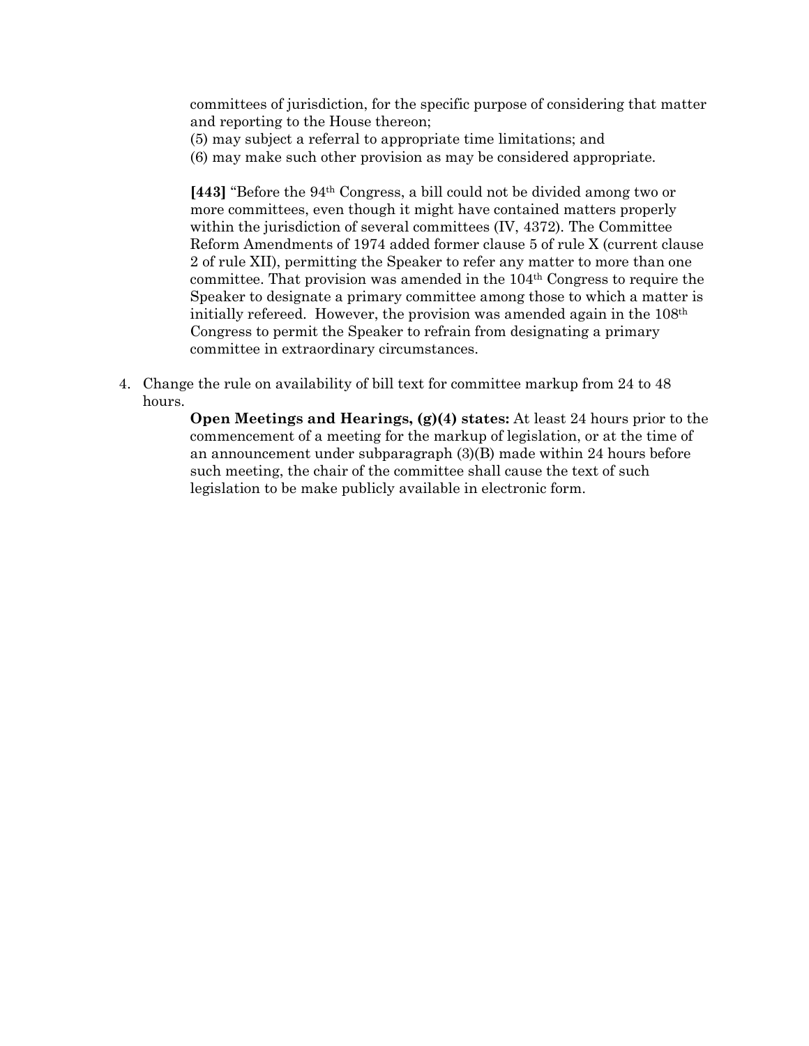committees of jurisdiction, for the specific purpose of considering that matter and reporting to the House thereon;
(5) may subject a referral to appropriate time limitations; and
(6) may make such other provision as may be considered appropriate.

**[443]** "Before the 94th Congress, a bill could not be divided among two or more committees, even though it might have contained matters properly within the jurisdiction of several committees (IV, 4372). The Committee Reform Amendments of 1974 added former clause 5 of rule X (current clause 2 of rule XII), permitting the Speaker to refer any matter to more than one committee. That provision was amended in the 104th Congress to require the Speaker to designate a primary committee among those to which a matter is initially refereed. However, the provision was amended again in the 108th Congress to permit the Speaker to refrain from designating a primary committee in extraordinary circumstances.

4. Change the rule on availability of bill text for committee markup from 24 to 48 hours.

   **Open Meetings and Hearings, (g)(4) states:** At least 24 hours prior to the commencement of a meeting for the markup of legislation, or at the time of an announcement under subparagraph (3)(B) made within 24 hours before such meeting, the chair of the committee shall cause the text of such legislation to be make publicly available in electronic form.